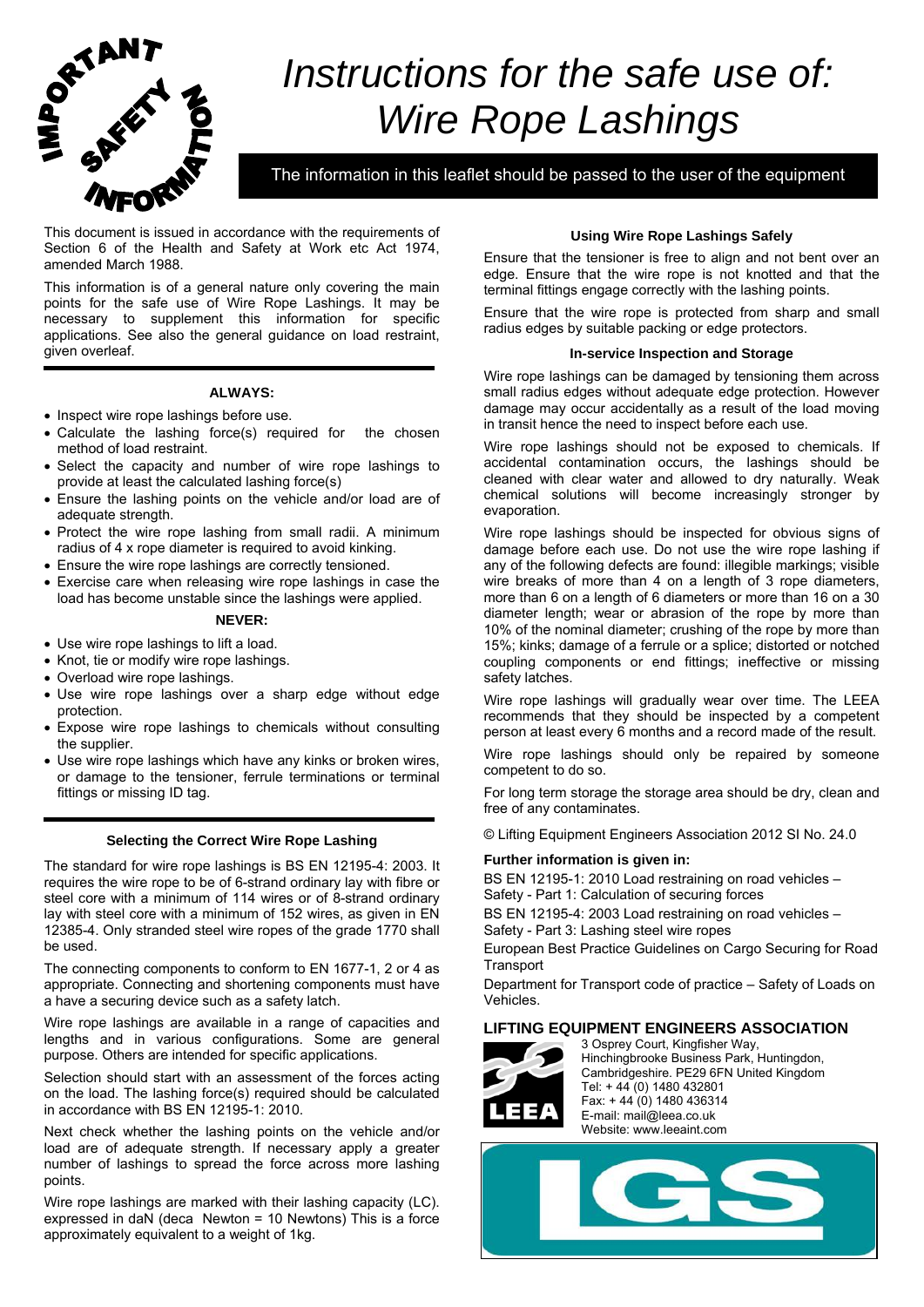# *Instructions for the safe use of: Wire Rope Lashings*

The information in this leaflet should be passed to the user of the equipment

This document is issued in accordance with the requirements of Section 6 of the Health and Safety at Work etc Act 1974, amended March 1988.

This information is of a general nature only covering the main points for the safe use of Wire Rope Lashings. It may be necessary to supplement this information for specific applications. See also the general guidance on load restraint, given overleaf.

**ALWAYS:**

- Inspect wire rope lashings before use.
- Calculate the lashing force(s) required for the chosen method of load restraint.
- Select the capacity and number of wire rope lashings to provide at least the calculated lashing force(s)
- Ensure the lashing points on the vehicle and/or load are of adequate strength.
- Protect the wire rope lashing from small radii. A minimum radius of 4 x rope diameter is required to avoid kinking.
- Ensure the wire rope lashings are correctly tensioned.
- Exercise care when releasing wire rope lashings in case the load has become unstable since the lashings were applied.

**NEVER:**

- Use wire rope lashings to lift a load.
- Knot, tie or modify wire rope lashings.
- Overload wire rope lashings.
- Use wire rope lashings over a sharp edge without edge protection.
- Expose wire rope lashings to chemicals without consulting the supplier.
- Use wire rope lashings which have any kinks or broken wires, or damage to the tensioner, ferrule terminations or terminal fittings or missing ID tag.

### Selecting the Correct Wire Rope Lashing

The standard for wire rope lashings is BS EN 12195-4: 2003. It requires the wire rope to be of 6-strand ordinary lay with fibre or steel core with a minimum of 114 wires or of 8-strand ordinary lay with steel core with a minimum of 152 wires, as given in EN 12385-4. Only stranded steel wire ropes of the grade 1770 shall be used.

The connecting components to conform to EN 1677-1, 2 or 4 as appropriate. Connecting and shortening components must have a have a securing device such as a safety latch.

Wire rope lashings are available in a range of capacities and lengths and in various configurations. Some are general purpose. Others are intended for specific applications.

Selection should start with an assessment of the forces acting on the load. The lashing force(s) required should be calculated in accordance with BS EN 12195-1: 2010.

Next check whether the lashing points on the vehicle and/or load are of adequate strength. If necessary apply a greater number of lashings to spread the force across more lashing points.

Wire rope lashings are marked with their lashing capacity (LC). expressed in daN (deca Newton = 10 Newtons) This is a force approximately equivalent to a weight of 1kg.

### Using Wire Rope Lashings Safely

Ensure that the tensioner is free to align and not bent over an edge. Ensure that the wire rope is not knotted and that the terminal fittings engage correctly with the lashing points.

Ensure that the wire rope is protected from sharp and small radius edges by suitable packing or edge protectors.

### In-service Inspection and Storage

Wire rope lashings can be damaged by tensioning them across small radius edges without adequate edge protection. However damage may occur accidentally as a result of the load moving in transit hence the need to inspect before each use.

Wire rope lashings should not be exposed to chemicals. If accidental contamination occurs, the lashings should be cleaned with clear water and allowed to dry naturally. Weak chemical solutions will become increasingly stronger by evaporation.

Wire rope lashings should be inspected for obvious signs of damage before each use. Do not use the wire rope lashing if any of the following defects are found: illegible markings; visible wire breaks of more than 4 on a length of 3 rope diameters, more than 6 on a length of 6 diameters or more than 16 on a 30 diameter length; wear or abrasion of the rope by more than 10% of the nominal diameter; crushing of the rope by more than 15%; kinks; damage of a ferrule or a splice; distorted or notched coupling components or end fittings; ineffective or missing safety latches.

Wire rope lashings will gradually wear over time. The LEEA recommends that they should be inspected by a competent person at least every 6 months and a record made of the result.

Wire rope lashings should only be repaired by someone competent to do so.

For long term storage the storage area should be dry, clean and free of any contaminates.

© Lifting Equipment Engineers Association 2012 SI No. 24.0

**Further information is given in:**

BS EN 12195-1: 2010 Load restraining on road vehicles – Safety - Part 1: Calculation of securing forces

BS EN 12195-4: 2003 Load restraining on road vehicles – Safety - Part 3: Lashing steel wire ropes

European Best Practice Guidelines on Cargo Securing for Road Transport

Department for Transport code of practice – Safety of Loads on Vehicles.

## LIFTING EQUIPMENT ENGINEERS ASSOCIATION

3 Osprey Court, Kingfisher Way,
Hinchingbrooke Business Park, Huntingdon,
Cambridgeshire. PE29 6FN United Kingdom
Tel: + 44 (0) 1480 432801
Fax: + 44 (0) 1480 436314
E-mail: mail@leea.co.uk
Website: www.leeaint.com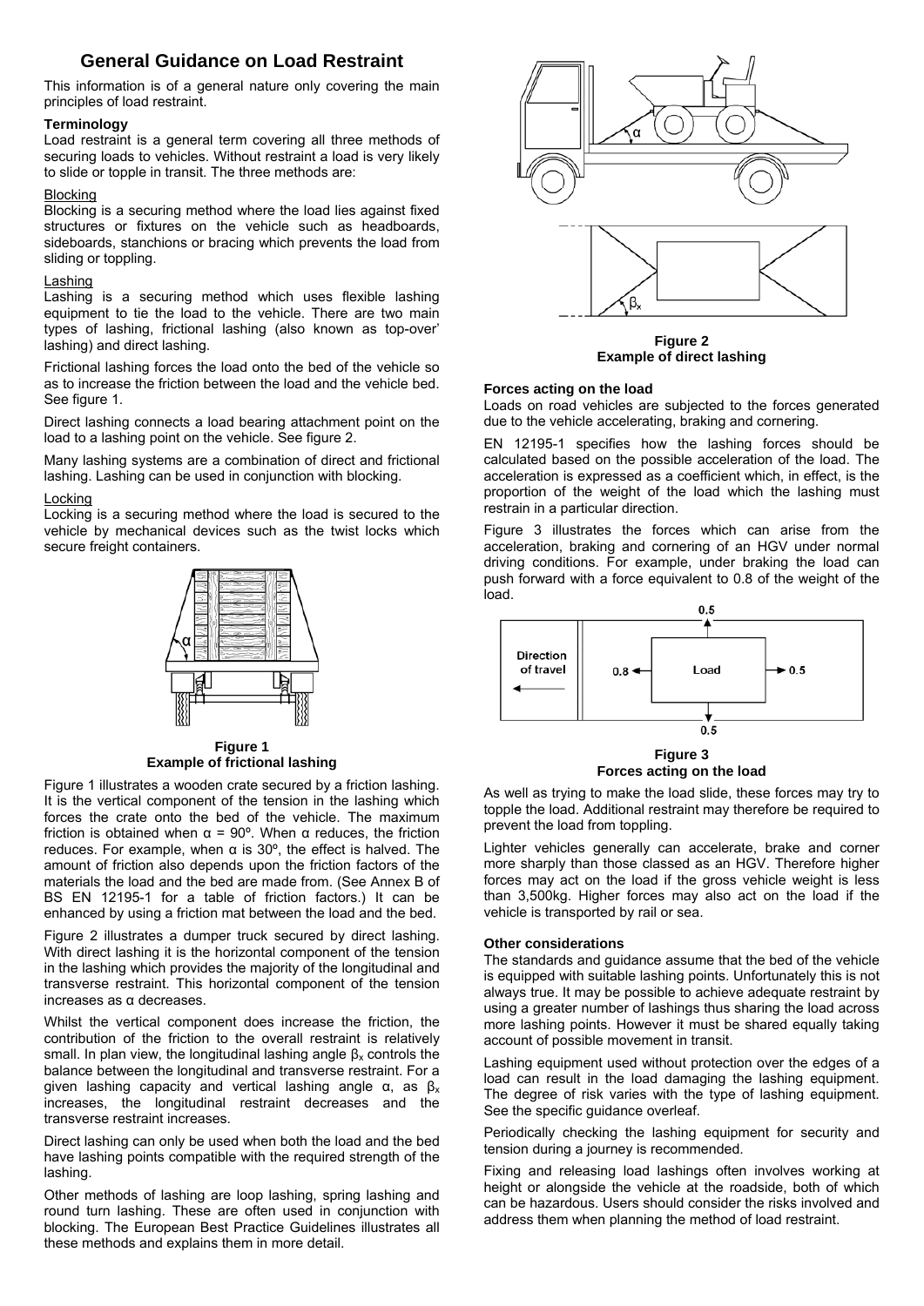# General Guidance on Load Restraint

This information is of a general nature only covering the main principles of load restraint.

### Terminology

Load restraint is a general term covering all three methods of securing loads to vehicles. Without restraint a load is very likely to slide or topple in transit. The three methods are:

Blocking

Blocking is a securing method where the load lies against fixed structures or fixtures on the vehicle such as headboards, sideboards, stanchions or bracing which prevents the load from sliding or toppling.

Lashing

Lashing is a securing method which uses flexible lashing equipment to tie the load to the vehicle. There are two main types of lashing, frictional lashing (also known as top-over' lashing) and direct lashing.

Frictional lashing forces the load onto the bed of the vehicle so as to increase the friction between the load and the vehicle bed. See figure 1.

Direct lashing connects a load bearing attachment point on the load to a lashing point on the vehicle. See figure 2.

Many lashing systems are a combination of direct and frictional lashing. Lashing can be used in conjunction with blocking.

Locking

Locking is a securing method where the load is secured to the vehicle by mechanical devices such as the twist locks which secure freight containers.

α

**Figure 1**
**Example of frictional lashing**

Figure 1 illustrates a wooden crate secured by a friction lashing. It is the vertical component of the tension in the lashing which forces the crate onto the bed of the vehicle. The maximum friction is obtained when $\alpha = 90°$. When α reduces, the friction reduces. For example, when α is 30º, the effect is halved. The amount of friction also depends upon the friction factors of the materials the load and the bed are made from. (See Annex B of BS EN 12195-1 for a table of friction factors.) It can be enhanced by using a friction mat between the load and the bed.

Figure 2 illustrates a dumper truck secured by direct lashing. With direct lashing it is the horizontal component of the tension in the lashing which provides the majority of the longitudinal and transverse restraint. This horizontal component of the tension increases as α decreases.

Whilst the vertical component does increase the friction, the contribution of the friction to the overall restraint is relatively small. In plan view, the longitudinal lashing angle $\beta_x$ controls the balance between the longitudinal and transverse restraint. For a given lashing capacity and vertical lashing angle α, as $\beta_x$ increases, the longitudinal restraint decreases and the transverse restraint increases.

Direct lashing can only be used when both the load and the bed have lashing points compatible with the required strength of the lashing.

Other methods of lashing are loop lashing, spring lashing and round turn lashing. These are often used in conjunction with blocking. The European Best Practice Guidelines illustrates all these methods and explains them in more detail.

α

$\beta_x$

**Figure 2**
**Example of direct lashing**

### Forces acting on the load

Loads on road vehicles are subjected to the forces generated due to the vehicle accelerating, braking and cornering.

EN 12195-1 specifies how the lashing forces should be calculated based on the possible acceleration of the load. The acceleration is expressed as a coefficient which, in effect, is the proportion of the weight of the load which the lashing must restrain in a particular direction.

Figure 3 illustrates the forces which can arise from the acceleration, braking and cornering of an HGV under normal driving conditions. For example, under braking the load can push forward with a force equivalent to 0.8 of the weight of the load.

Direction of travel

Load

0.5

0.8

0.5

0.5

**Figure 3**
**Forces acting on the load**

As well as trying to make the load slide, these forces may try to topple the load. Additional restraint may therefore be required to prevent the load from toppling.

Lighter vehicles generally can accelerate, brake and corner more sharply than those classed as an HGV. Therefore higher forces may act on the load if the gross vehicle weight is less than 3,500kg. Higher forces may also act on the load if the vehicle is transported by rail or sea.

### Other considerations

The standards and guidance assume that the bed of the vehicle is equipped with suitable lashing points. Unfortunately this is not always true. It may be possible to achieve adequate restraint by using a greater number of lashings thus sharing the load across more lashing points. However it must be shared equally taking account of possible movement in transit.

Lashing equipment used without protection over the edges of a load can result in the load damaging the lashing equipment. The degree of risk varies with the type of lashing equipment. See the specific guidance overleaf.

Periodically checking the lashing equipment for security and tension during a journey is recommended.

Fixing and releasing load lashings often involves working at height or alongside the vehicle at the roadside, both of which can be hazardous. Users should consider the risks involved and address them when planning the method of load restraint.